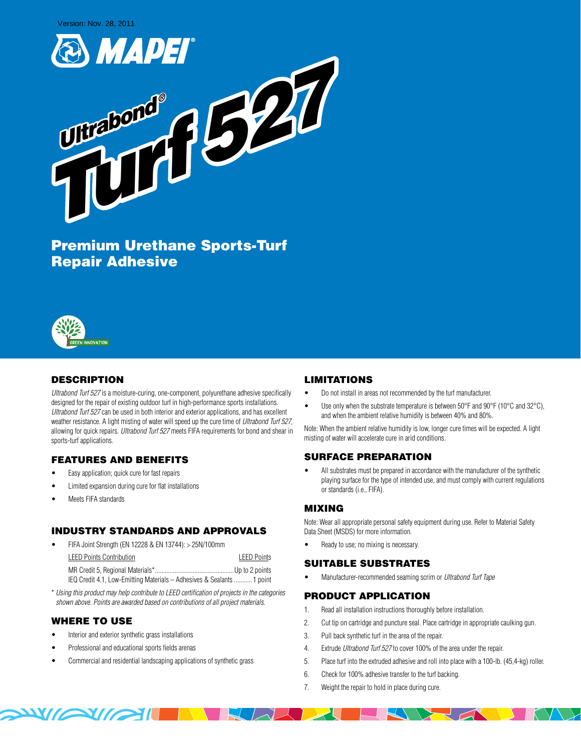Version: Nov. 28, 2011

# Ultrabond® Turf 527

## Premium Urethane Sports-Turf Repair Adhesive

GREEN INNOVATION

## DESCRIPTION

*Ultrabond Turf 527* is a moisture-curing, one-component, polyurethane adhesive specifically designed for the repair of existing outdoor turf in high-performance sports installations. *Ultrabond Turf 527* can be used in both interior and exterior applications, and has excellent weather resistance. A light misting of water will speed up the cure time of *Ultrabond Turf 527*, allowing for quick repairs. *Ultrabond Turf 527* meets FIFA requirements for bond and shear in sports-turf applications.

## FEATURES AND BENEFITS

- Easy application; quick cure for fast repairs
- Limited expansion during cure for flat installations
- Meets FIFA standards

## INDUSTRY STANDARDS AND APPROVALS

- FIFA Joint Strength (EN 12228 & EN 13744): > 25N/100mm

| LEED Points Contribution | LEED Points |
|---|---|
| MR Credit 5, Regional Materials* | Up to 2 points |
| IEQ Credit 4.1, Low-Emitting Materials – Adhesives & Sealants | 1 point |

\* *Using this product may help contribute to LEED certification of projects in the categories shown above. Points are awarded based on contributions of all project materials.*

## WHERE TO USE

- Interior and exterior synthetic grass installations
- Professional and educational sports fields arenas
- Commercial and residential landscaping applications of synthetic grass

## LIMITATIONS

- Do not install in areas not recommended by the turf manufacturer.
- Use only when the substrate temperature is between 50°F and 90°F (10°C and 32°C), and when the ambient relative humidity is between 40% and 80%.

Note: When the ambient relative humidity is low, longer cure times will be expected. A light misting of water will accelerate cure in arid conditions.

## SURFACE PREPARATION

- All substrates must be prepared in accordance with the manufacturer of the synthetic playing surface for the type of intended use, and must comply with current regulations or standards (i.e., FIFA).

## MIXING

Note: Wear all appropriate personal safety equipment during use. Refer to Material Safety Data Sheet (MSDS) for more information.

- Ready to use; no mixing is necessary.

## SUITABLE SUBSTRATES

- Manufacturer-recommended seaming scrim or *Ultrabond Turf Tape*

## PRODUCT APPLICATION

1. Read all installation instructions thoroughly before installation.
2. Cut tip on cartridge and puncture seal. Place cartridge in appropriate caulking gun.
3. Pull back synthetic turf in the area of the repair.
4. Extrude *Ultrabond Turf 527* to cover 100% of the area under the repair.
5. Place turf into the extruded adhesive and roll into place with a 100-lb. (45,4-kg) roller.
6. Check for 100% adhesive transfer to the turf backing.
7. Weight the repair to hold in place during cure.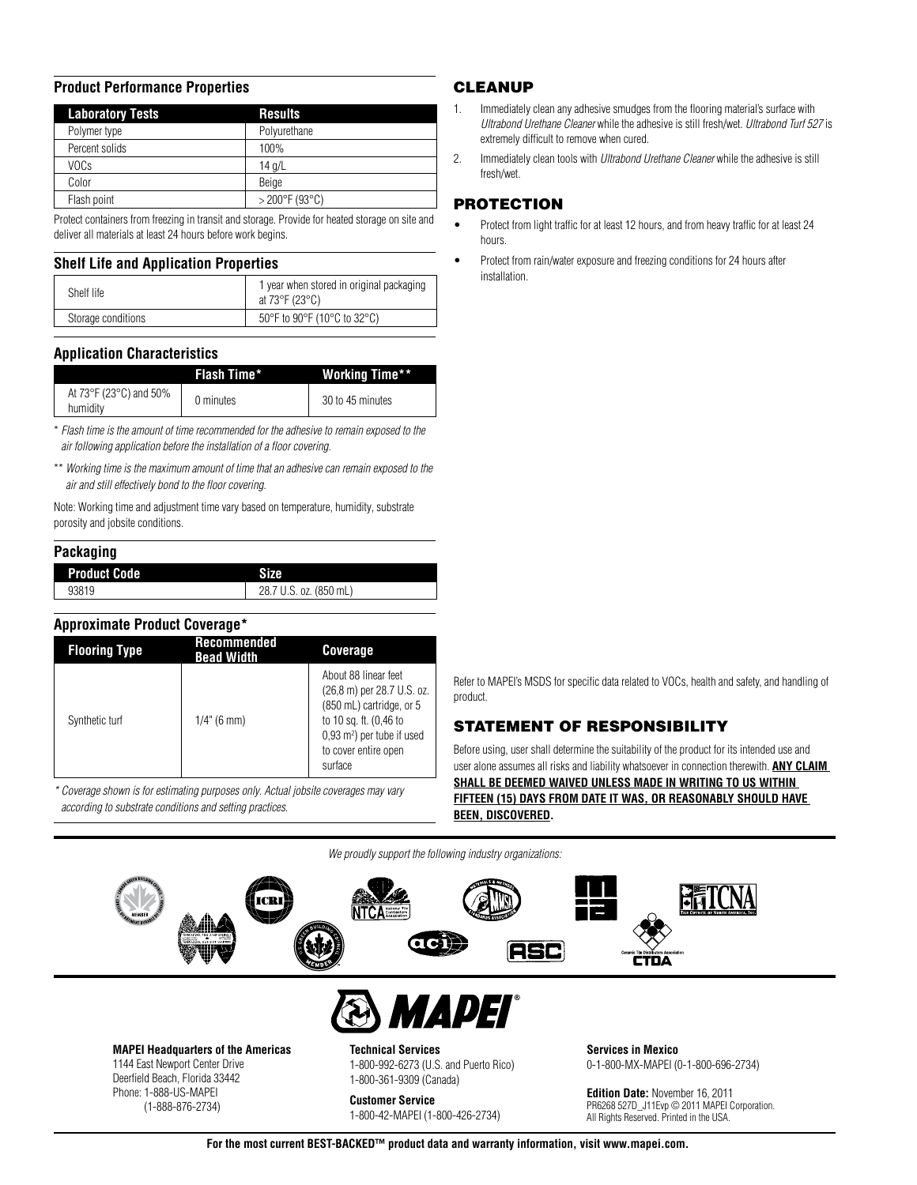### Product Performance Properties

| Laboratory Tests | Results |
| --- | --- |
| Polymer type | Polyurethane |
| Percent solids | 100% |
| VOCs | 14 g/L |
| Color | Beige |
| Flash point | > 200°F (93°C) |

Protect containers from freezing in transit and storage. Provide for heated storage on site and deliver all materials at least 24 hours before work begins.

### Shelf Life and Application Properties

| | |
| --- | --- |
| Shelf life | 1 year when stored in original packaging at 73°F (23°C) |
| Storage conditions | 50°F to 90°F (10°C to 32°C) |

### Application Characteristics

| | Flash Time* | Working Time** |
| --- | --- | --- |
| At 73°F (23°C) and 50% humidity | 0 minutes | 30 to 45 minutes |

\* *Flash time is the amount of time recommended for the adhesive to remain exposed to the air following application before the installation of a floor covering.*

\*\* *Working time is the maximum amount of time that an adhesive can remain exposed to the air and still effectively bond to the floor covering.*

Note: Working time and adjustment time vary based on temperature, humidity, substrate porosity and jobsite conditions.

### Packaging

| Product Code | Size |
| --- | --- |
| 93819 | 28.7 U.S. oz. (850 mL) |

### Approximate Product Coverage*

| Flooring Type | Recommended Bead Width | Coverage |
| --- | --- | --- |
| Synthetic turf | 1/4" (6 mm) | About 88 linear feet (26,8 m) per 28.7 U.S. oz. (850 mL) cartridge, or 5 to 10 sq. ft. (0,46 to 0,93 m²) per tube if used to cover entire open surface |

\* *Coverage shown is for estimating purposes only. Actual jobsite coverages may vary according to substrate conditions and setting practices.*

## CLEANUP

1. Immediately clean any adhesive smudges from the flooring material's surface with *Ultrabond Urethane Cleaner* while the adhesive is still fresh/wet. *Ultrabond Turf 527* is extremely difficult to remove when cured.
2. Immediately clean tools with *Ultrabond Urethane Cleaner* while the adhesive is still fresh/wet.

## PROTECTION

- Protect from light traffic for at least 12 hours, and from heavy traffic for at least 24 hours.
- Protect from rain/water exposure and freezing conditions for 24 hours after installation.

Refer to MAPEI's MSDS for specific data related to VOCs, health and safety, and handling of product.

## STATEMENT OF RESPONSIBILITY

Before using, user shall determine the suitability of the product for its intended use and user alone assumes all risks and liability whatsoever in connection therewith. **ANY CLAIM SHALL BE DEEMED WAIVED UNLESS MADE IN WRITING TO US WITHIN FIFTEEN (15) DAYS FROM DATE IT WAS, OR REASONABLY SHOULD HAVE BEEN, DISCOVERED.**

*We proudly support the following industry organizations:*

**MAPEI Headquarters of the Americas**
1144 East Newport Center Drive
Deerfield Beach, Florida 33442
Phone: 1-888-US-MAPEI
(1-888-876-2734)

**Technical Services**
1-800-992-6273 (U.S. and Puerto Rico)
1-800-361-9309 (Canada)

**Customer Service**
1-800-42-MAPEI (1-800-426-2734)

**Services in Mexico**
0-1-800-MX-MAPEI (0-1-800-696-2734)

**Edition Date:** November 16, 2011
PR6268 527D_J11Evp © 2011 MAPEI Corporation.
All Rights Reserved. Printed in the USA.

**For the most current BEST-BACKED™ product data and warranty information, visit www.mapei.com.**